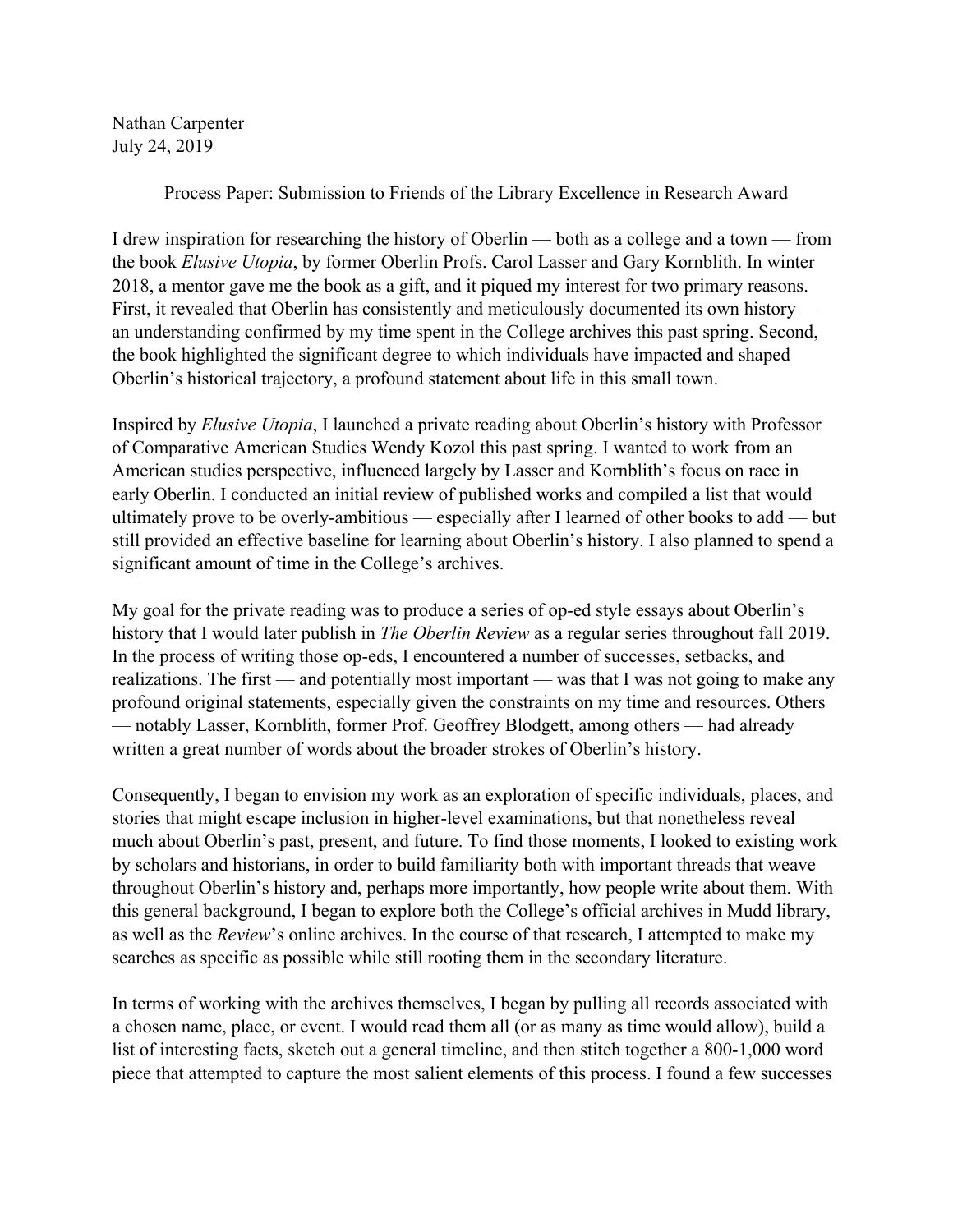Nathan Carpenter
July 24, 2019

Process Paper: Submission to Friends of the Library Excellence in Research Award

I drew inspiration for researching the history of Oberlin — both as a college and a town — from the book *Elusive Utopia*, by former Oberlin Profs. Carol Lasser and Gary Kornblith. In winter 2018, a mentor gave me the book as a gift, and it piqued my interest for two primary reasons. First, it revealed that Oberlin has consistently and meticulously documented its own history — an understanding confirmed by my time spent in the College archives this past spring. Second, the book highlighted the significant degree to which individuals have impacted and shaped Oberlin's historical trajectory, a profound statement about life in this small town.

Inspired by *Elusive Utopia*, I launched a private reading about Oberlin's history with Professor of Comparative American Studies Wendy Kozol this past spring. I wanted to work from an American studies perspective, influenced largely by Lasser and Kornblith's focus on race in early Oberlin. I conducted an initial review of published works and compiled a list that would ultimately prove to be overly-ambitious — especially after I learned of other books to add — but still provided an effective baseline for learning about Oberlin's history. I also planned to spend a significant amount of time in the College's archives.

My goal for the private reading was to produce a series of op-ed style essays about Oberlin's history that I would later publish in *The Oberlin Review* as a regular series throughout fall 2019. In the process of writing those op-eds, I encountered a number of successes, setbacks, and realizations. The first — and potentially most important — was that I was not going to make any profound original statements, especially given the constraints on my time and resources. Others — notably Lasser, Kornblith, former Prof. Geoffrey Blodgett, among others — had already written a great number of words about the broader strokes of Oberlin's history.

Consequently, I began to envision my work as an exploration of specific individuals, places, and stories that might escape inclusion in higher-level examinations, but that nonetheless reveal much about Oberlin's past, present, and future. To find those moments, I looked to existing work by scholars and historians, in order to build familiarity both with important threads that weave throughout Oberlin's history and, perhaps more importantly, how people write about them. With this general background, I began to explore both the College's official archives in Mudd library, as well as the *Review*'s online archives. In the course of that research, I attempted to make my searches as specific as possible while still rooting them in the secondary literature.

In terms of working with the archives themselves, I began by pulling all records associated with a chosen name, place, or event. I would read them all (or as many as time would allow), build a list of interesting facts, sketch out a general timeline, and then stitch together a 800-1,000 word piece that attempted to capture the most salient elements of this process. I found a few successes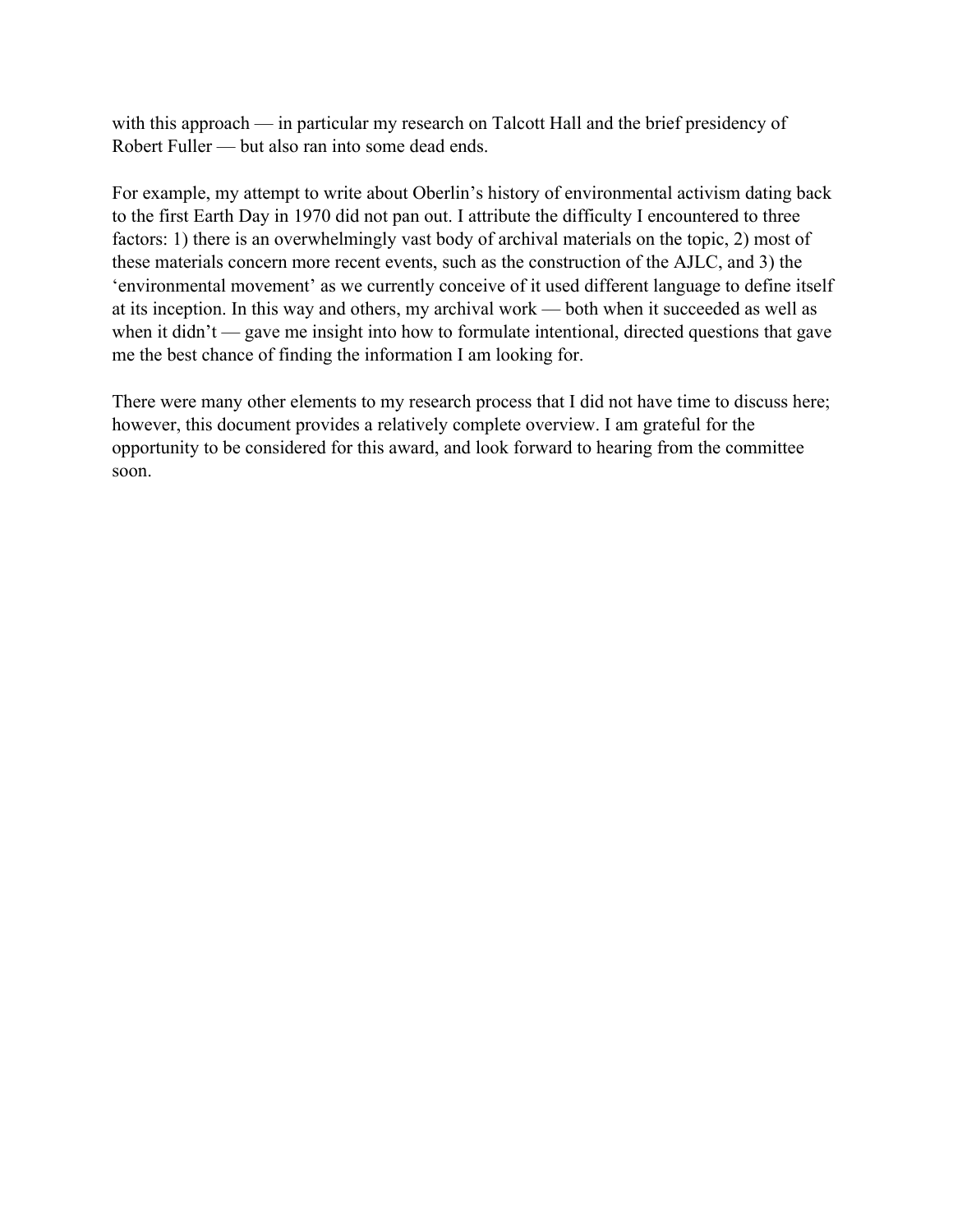with this approach — in particular my research on Talcott Hall and the brief presidency of Robert Fuller — but also ran into some dead ends.

For example, my attempt to write about Oberlin's history of environmental activism dating back to the first Earth Day in 1970 did not pan out. I attribute the difficulty I encountered to three factors: 1) there is an overwhelmingly vast body of archival materials on the topic, 2) most of these materials concern more recent events, such as the construction of the AJLC, and 3) the 'environmental movement' as we currently conceive of it used different language to define itself at its inception. In this way and others, my archival work — both when it succeeded as well as when it didn't — gave me insight into how to formulate intentional, directed questions that gave me the best chance of finding the information I am looking for.

There were many other elements to my research process that I did not have time to discuss here; however, this document provides a relatively complete overview. I am grateful for the opportunity to be considered for this award, and look forward to hearing from the committee soon.